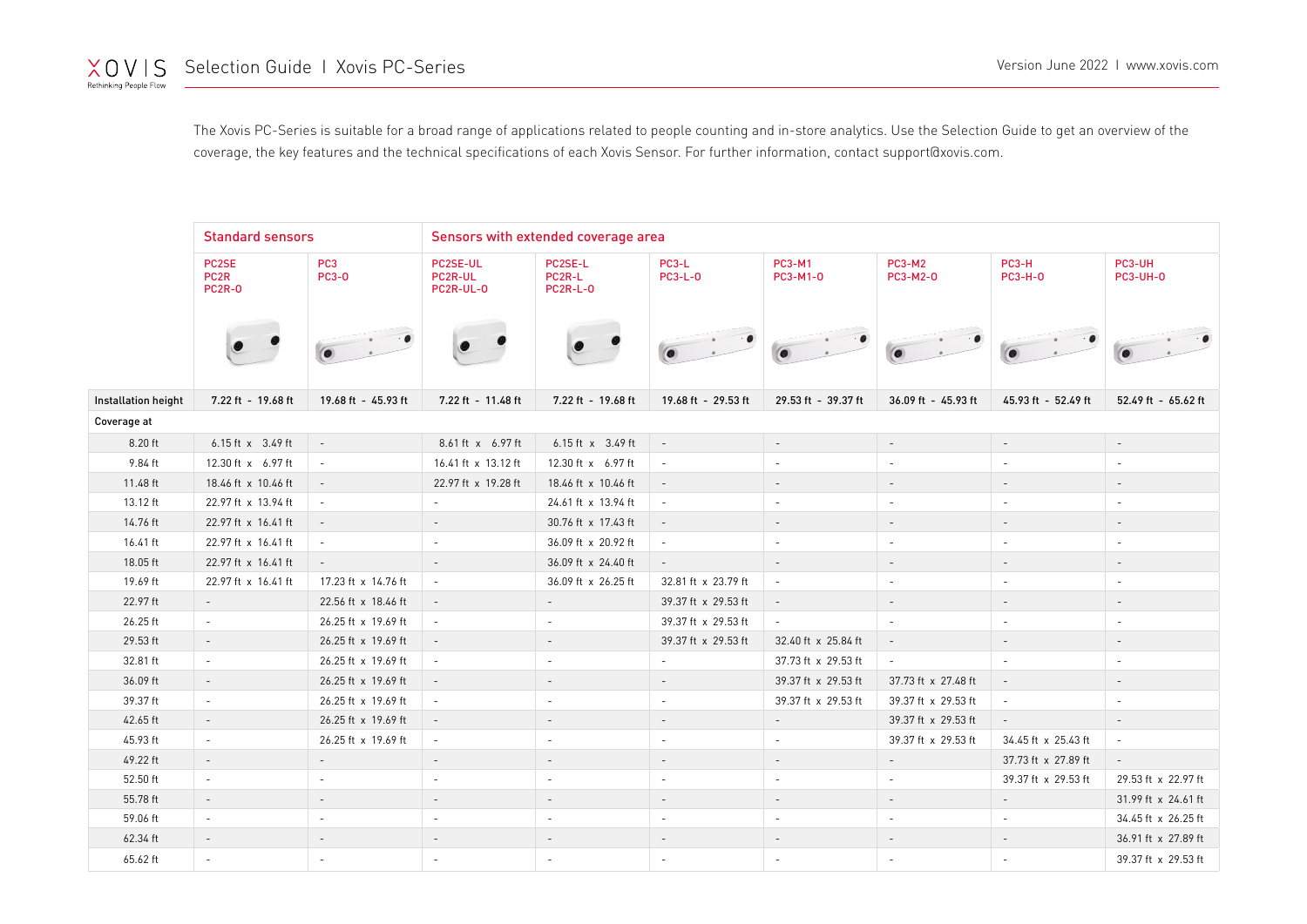# Selection Guide | Xovis PC-Series

The Xovis PC-Series is suitable for a broad range of applications related to people counting and in-store analytics. Use the Selection Guide to get an overview of the coverage, the key features and the technical specifications of each Xovis Sensor. For further information, contact support@xovis.com.

| | Standard sensors | | Sensors with extended coverage area | | | | | | |
|---|---|---|---|---|---|---|---|---|---|
| | PC2SE PC2R PC2R-O | PC3 PC3-O | PC2SE-UL PC2R-UL PC2R-UL-O | PC2SE-L PC2R-L PC2R-L-O | PC3-L PC3-L-O | PC3-M1 PC3-M1-O | PC3-M2 PC3-M2-O | PC3-H PC3-H-O | PC3-UH PC3-UH-O |
| **Installation height** | **7.22 ft - 19.68 ft** | **19.68 ft - 45.93 ft** | **7.22 ft - 11.48 ft** | **7.22 ft - 19.68 ft** | **19.68 ft - 29.53 ft** | **29.53 ft - 39.37 ft** | **36.09 ft - 45.93 ft** | **45.93 ft - 52.49 ft** | **52.49 ft - 65.62 ft** |
| **Coverage at** | | | | | | | | | |
| 8.20 ft | 6.15 ft x 3.49 ft | - | 8.61 ft x 6.97 ft | 6.15 ft x 3.49 ft | - | - | - | - | - |
| 9.84 ft | 12.30 ft x 6.97 ft | - | 16.41 ft x 13.12 ft | 12.30 ft x 6.97 ft | - | - | - | - | - |
| 11.48 ft | 18.46 ft x 10.46 ft | - | 22.97 ft x 19.28 ft | 18.46 ft x 10.46 ft | - | - | - | - | - |
| 13.12 ft | 22.97 ft x 13.94 ft | - | - | 24.61 ft x 13.94 ft | - | - | - | - | - |
| 14.76 ft | 22.97 ft x 16.41 ft | - | - | 30.76 ft x 17.43 ft | - | - | - | - | - |
| 16.41 ft | 22.97 ft x 16.41 ft | - | - | 36.09 ft x 20.92 ft | - | - | - | - | - |
| 18.05 ft | 22.97 ft x 16.41 ft | - | - | 36.09 ft x 24.40 ft | - | - | - | - | - |
| 19.69 ft | 22.97 ft x 16.41 ft | 17.23 ft x 14.76 ft | - | 36.09 ft x 26.25 ft | 32.81 ft x 23.79 ft | - | - | - | - |
| 22.97 ft | - | 22.56 ft x 18.46 ft | - | - | 39.37 ft x 29.53 ft | - | - | - | - |
| 26.25 ft | - | 26.25 ft x 19.69 ft | - | - | 39.37 ft x 29.53 ft | - | - | - | - |
| 29.53 ft | - | 26.25 ft x 19.69 ft | - | - | 39.37 ft x 29.53 ft | 32.40 ft x 25.84 ft | - | - | - |
| 32.81 ft | - | 26.25 ft x 19.69 ft | - | - | - | 37.73 ft x 29.53 ft | - | - | - |
| 36.09 ft | - | 26.25 ft x 19.69 ft | - | - | - | 39.37 ft x 29.53 ft | 37.73 ft x 27.48 ft | - | - |
| 39.37 ft | - | 26.25 ft x 19.69 ft | - | - | - | 39.37 ft x 29.53 ft | 39.37 ft x 29.53 ft | - | - |
| 42.65 ft | - | 26.25 ft x 19.69 ft | - | - | - | - | 39.37 ft x 29.53 ft | - | - |
| 45.93 ft | - | 26.25 ft x 19.69 ft | - | - | - | - | 39.37 ft x 29.53 ft | 34.45 ft x 25.43 ft | - |
| 49.22 ft | - | - | - | - | - | - | - | 37.73 ft x 27.89 ft | - |
| 52.50 ft | - | - | - | - | - | - | - | 39.37 ft x 29.53 ft | 29.53 ft x 22.97 ft |
| 55.78 ft | - | - | - | - | - | - | - | - | 31.99 ft x 24.61 ft |
| 59.06 ft | - | - | - | - | - | - | - | - | 34.45 ft x 26.25 ft |
| 62.34 ft | - | - | - | - | - | - | - | - | 36.91 ft x 27.89 ft |
| 65.62 ft | - | - | - | - | - | - | - | - | 39.37 ft x 29.53 ft |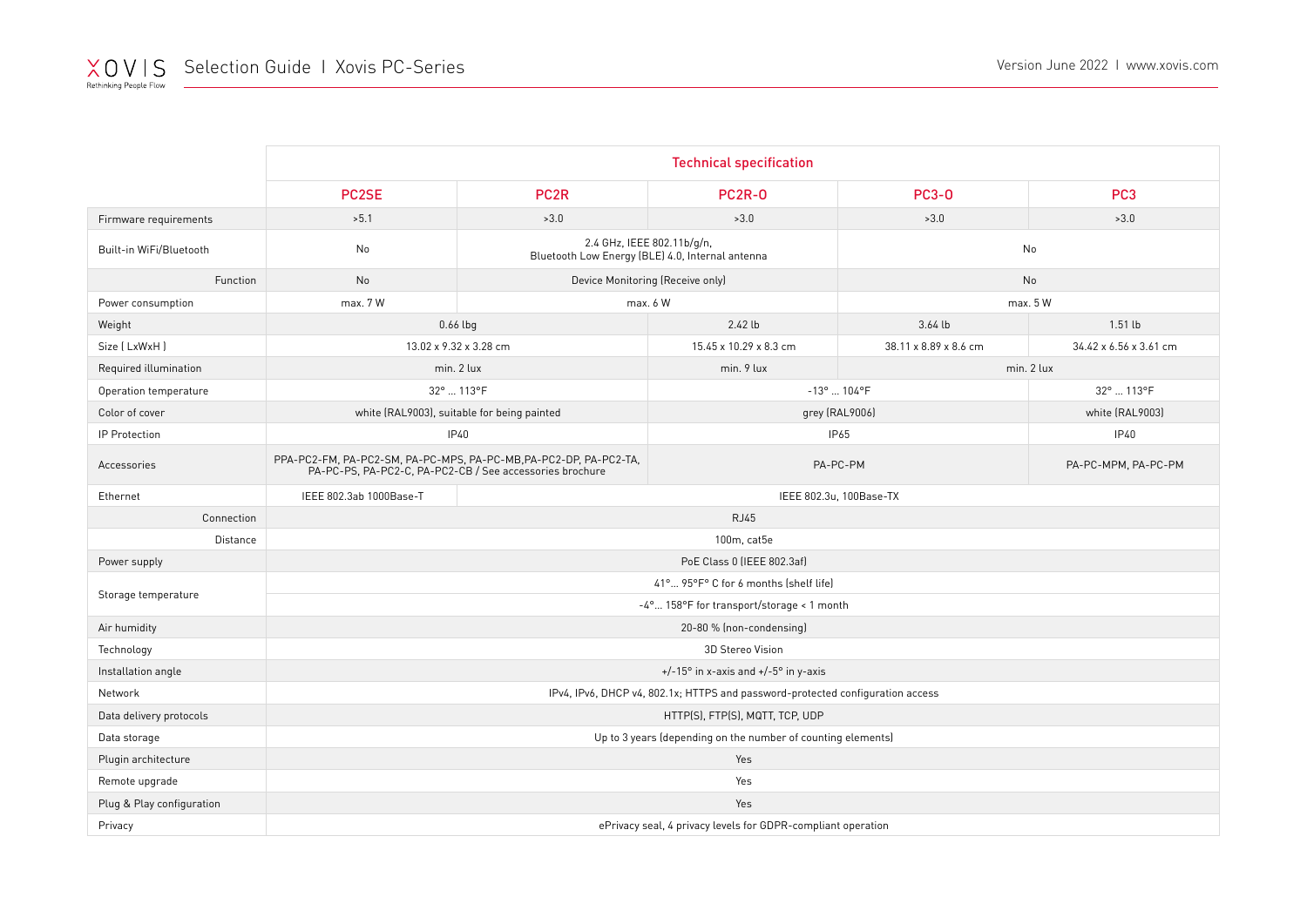# Selection Guide | Xovis PC-Series

| | Technical specification | | | | |
|---|---|---|---|---|---|
| | PC2SE | PC2R | PC2R-O | PC3-O | PC3 |
| Firmware requirements | >5.1 | >3.0 | >3.0 | >3.0 | >3.0 |
| Built-in WiFi/Bluetooth | No | 2.4 GHz, IEEE 802.11b/g/n, Bluetooth Low Energy (BLE) 4.0, Internal antenna | | No | |
| Function | No | Device Monitoring (Receive only) | | No | |
| Power consumption | max. 7 W | max. 6 W | | max. 5 W | |
| Weight | 0.66 lbg | | 2.42 lb | 3.64 lb | 1.51 lb |
| Size ( LxWxH ) | 13.02 x 9.32 x 3.28 cm | | 15.45 x 10.29 x 8.3 cm | 38.11 x 8.89 x 8.6 cm | 34.42 x 6.56 x 3.61 cm |
| Required illumination | min. 2 lux | | min. 9 lux | min. 2 lux | |
| Operation temperature | 32° ... 113°F | | -13° ... 104°F | | 32° ... 113°F |
| Color of cover | white (RAL9003), suitable for being painted | | grey (RAL9006) | | white (RAL9003) |
| IP Protection | IP40 | | IP65 | | IP40 |
| Accessories | PPA-PC2-FM, PA-PC2-SM, PA-PC-MPS, PA-PC-MB,PA-PC2-DP, PA-PC2-TA, PA-PC-PS, PA-PC2-C, PA-PC2-CB / See accessories brochure | | PA-PC-PM | | PA-PC-MPM, PA-PC-PM |
| Ethernet | IEEE 802.3ab 1000Base-T | IEEE 802.3u, 100Base-TX | | | |
| Connection | RJ45 | | | | |
| Distance | 100m, cat5e | | | | |
| Power supply | PoE Class 0 (IEEE 802.3af) | | | | |
| Storage temperature | 41°... 95°F° C for 6 months (shelf life) | | | | |
| | -4°... 158°F for transport/storage < 1 month | | | | |
| Air humidity | 20-80 % (non-condensing) | | | | |
| Technology | 3D Stereo Vision | | | | |
| Installation angle | +/-15° in x-axis and +/-5° in y-axis | | | | |
| Network | IPv4, IPv6, DHCP v4, 802.1x; HTTPS and password-protected configuration access | | | | |
| Data delivery protocols | HTTP(S), FTP(S), MQTT, TCP, UDP | | | | |
| Data storage | Up to 3 years (depending on the number of counting elements) | | | | |
| Plugin architecture | Yes | | | | |
| Remote upgrade | Yes | | | | |
| Plug & Play configuration | Yes | | | | |
| Privacy | ePrivacy seal, 4 privacy levels for GDPR-compliant operation | | | | |